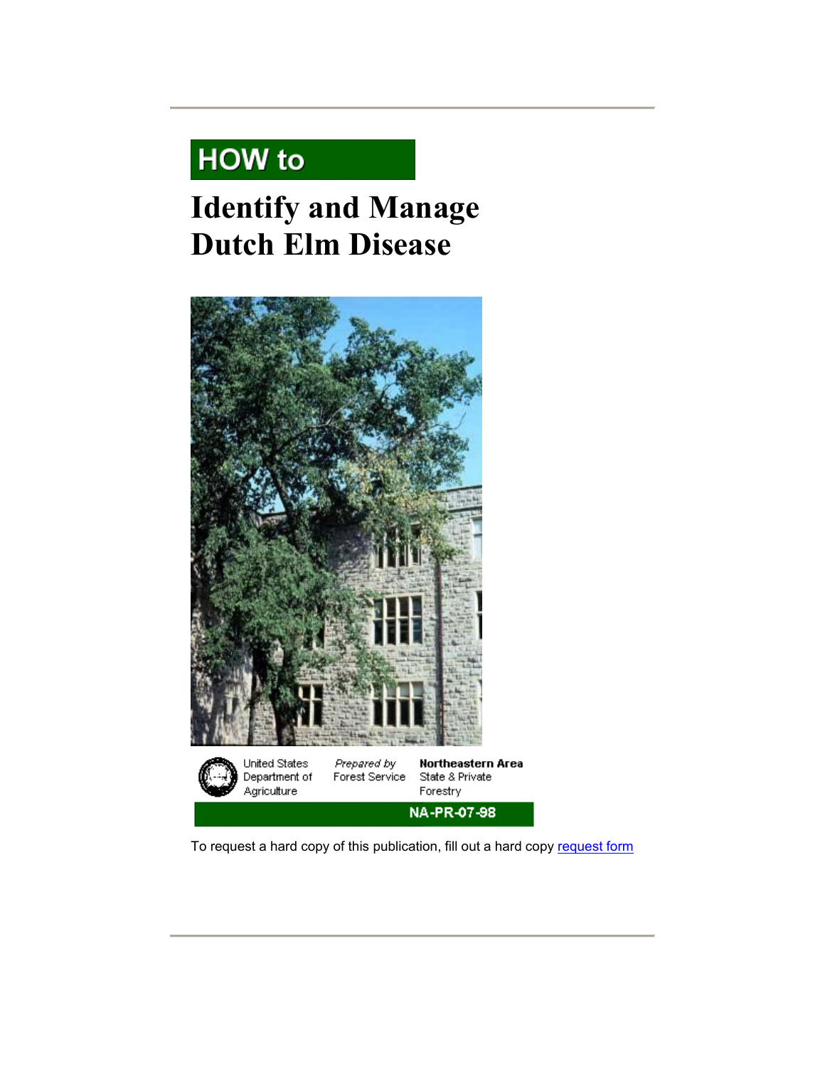HOW to

# Identify and Manage Dutch Elm Disease

United States Department of Agriculture

*Prepared by* Forest Service

**Northeastern Area** State & Private Forestry

**NA-PR-07-98**

To request a hard copy of this publication, fill out a hard copy request form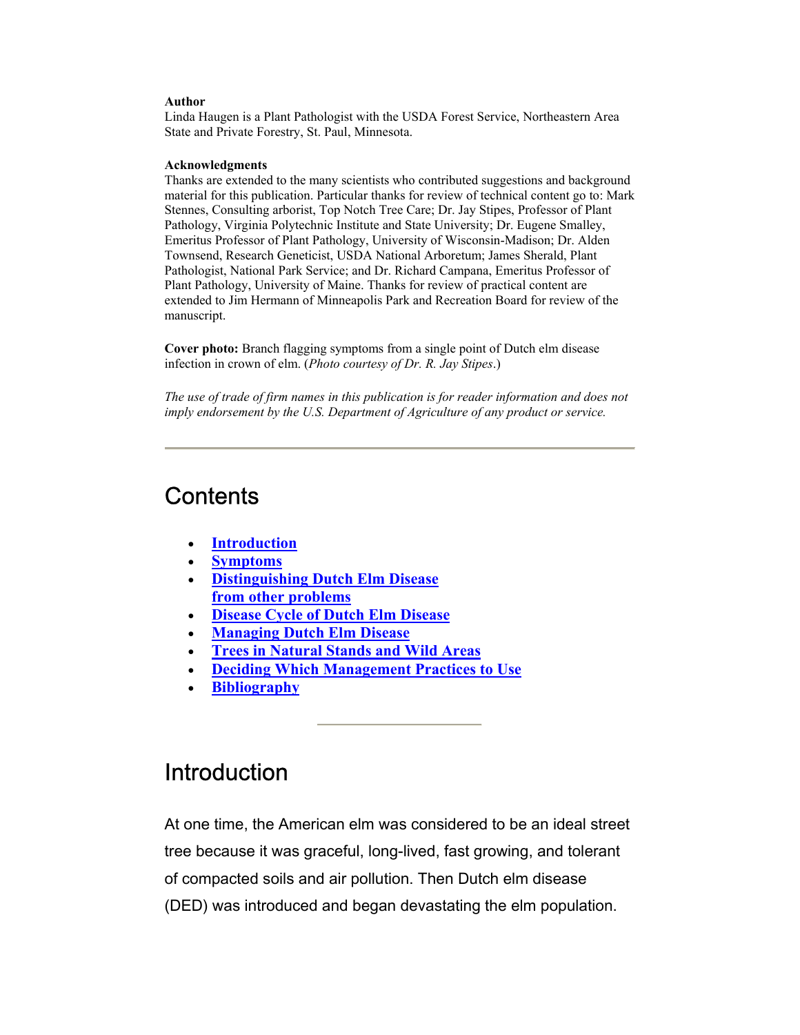**Author**
Linda Haugen is a Plant Pathologist with the USDA Forest Service, Northeastern Area State and Private Forestry, St. Paul, Minnesota.

**Acknowledgments**
Thanks are extended to the many scientists who contributed suggestions and background material for this publication. Particular thanks for review of technical content go to: Mark Stennes, Consulting arborist, Top Notch Tree Care; Dr. Jay Stipes, Professor of Plant Pathology, Virginia Polytechnic Institute and State University; Dr. Eugene Smalley, Emeritus Professor of Plant Pathology, University of Wisconsin-Madison; Dr. Alden Townsend, Research Geneticist, USDA National Arboretum; James Sherald, Plant Pathologist, National Park Service; and Dr. Richard Campana, Emeritus Professor of Plant Pathology, University of Maine. Thanks for review of practical content are extended to Jim Hermann of Minneapolis Park and Recreation Board for review of the manuscript.

**Cover photo:** Branch flagging symptoms from a single point of Dutch elm disease infection in crown of elm. (*Photo courtesy of Dr. R. Jay Stipes*.)

*The use of trade of firm names in this publication is for reader information and does not imply endorsement by the U.S. Department of Agriculture of any product or service.*

---

## Contents

- **Introduction**
- **Symptoms**
- **Distinguishing Dutch Elm Disease from other problems**
- **Disease Cycle of Dutch Elm Disease**
- **Managing Dutch Elm Disease**
- **Trees in Natural Stands and Wild Areas**
- **Deciding Which Management Practices to Use**
- **Bibliography**

---

## Introduction

At one time, the American elm was considered to be an ideal street tree because it was graceful, long-lived, fast growing, and tolerant of compacted soils and air pollution. Then Dutch elm disease (DED) was introduced and began devastating the elm population.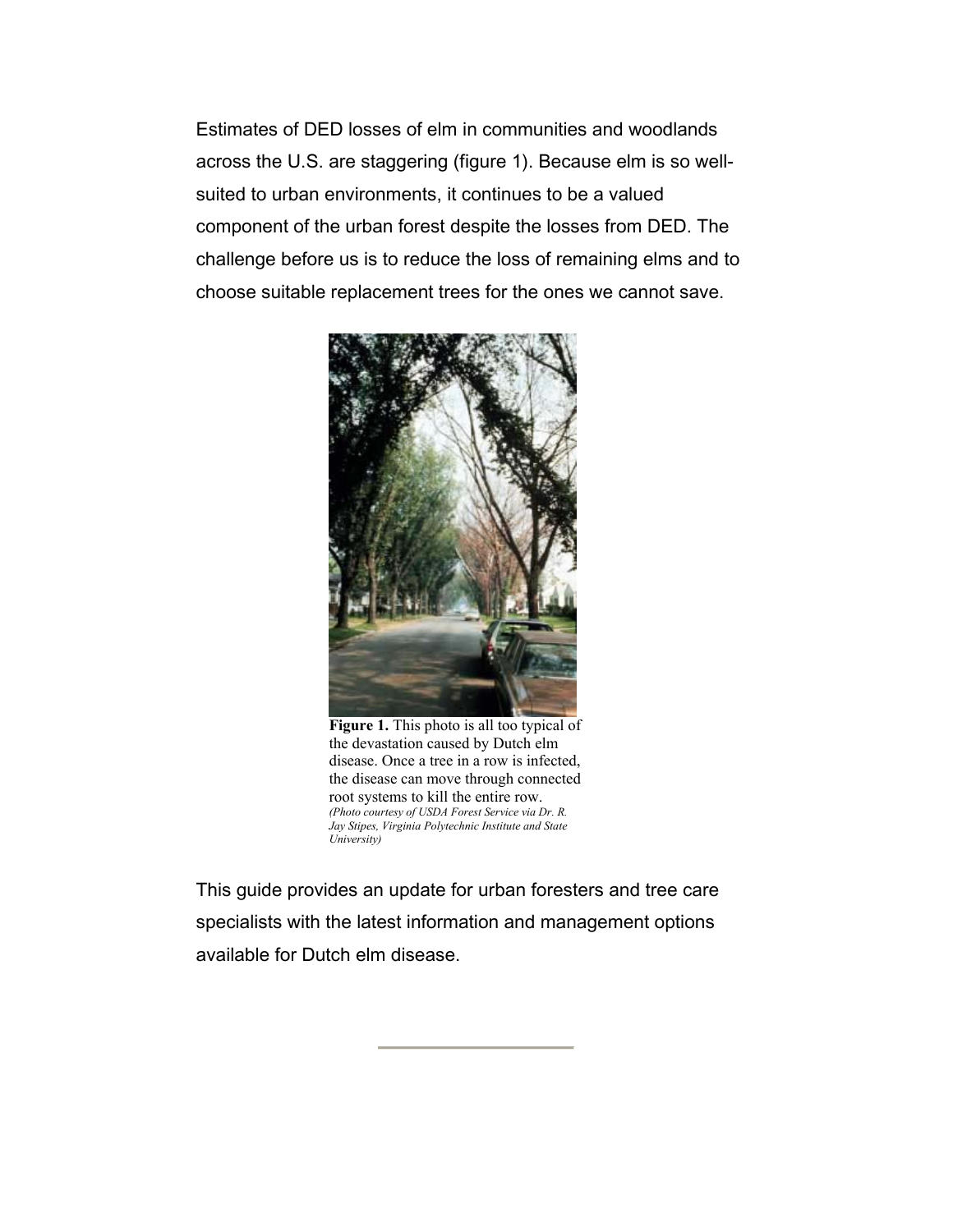Estimates of DED losses of elm in communities and woodlands across the U.S. are staggering (figure 1). Because elm is so well-suited to urban environments, it continues to be a valued component of the urban forest despite the losses from DED. The challenge before us is to reduce the loss of remaining elms and to choose suitable replacement trees for the ones we cannot save.

**Figure 1.** This photo is all too typical of the devastation caused by Dutch elm disease. Once a tree in a row is infected, the disease can move through connected root systems to kill the entire row. *(Photo courtesy of USDA Forest Service via Dr. R. Jay Stipes, Virginia Polytechnic Institute and State University)*

This guide provides an update for urban foresters and tree care specialists with the latest information and management options available for Dutch elm disease.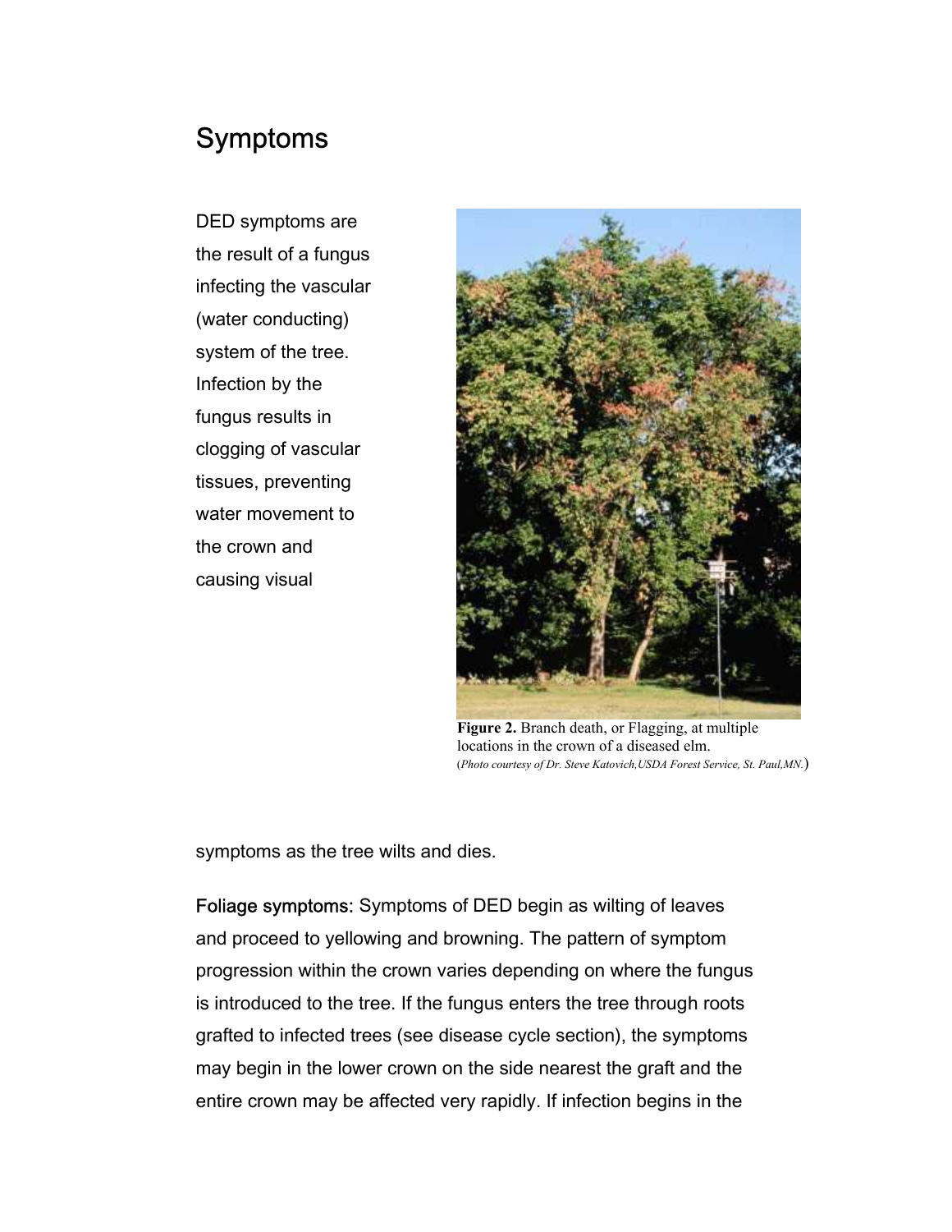## Symptoms

DED symptoms are the result of a fungus infecting the vascular (water conducting) system of the tree. Infection by the fungus results in clogging of vascular tissues, preventing water movement to the crown and causing visual symptoms as the tree wilts and dies.

**Figure 2.** Branch death, or Flagging, at multiple locations in the crown of a diseased elm. (*Photo courtesy of Dr. Steve Katovich,USDA Forest Service, St. Paul,MN.*)

Foliage symptoms: Symptoms of DED begin as wilting of leaves and proceed to yellowing and browning. The pattern of symptom progression within the crown varies depending on where the fungus is introduced to the tree. If the fungus enters the tree through roots grafted to infected trees (see disease cycle section), the symptoms may begin in the lower crown on the side nearest the graft and the entire crown may be affected very rapidly. If infection begins in the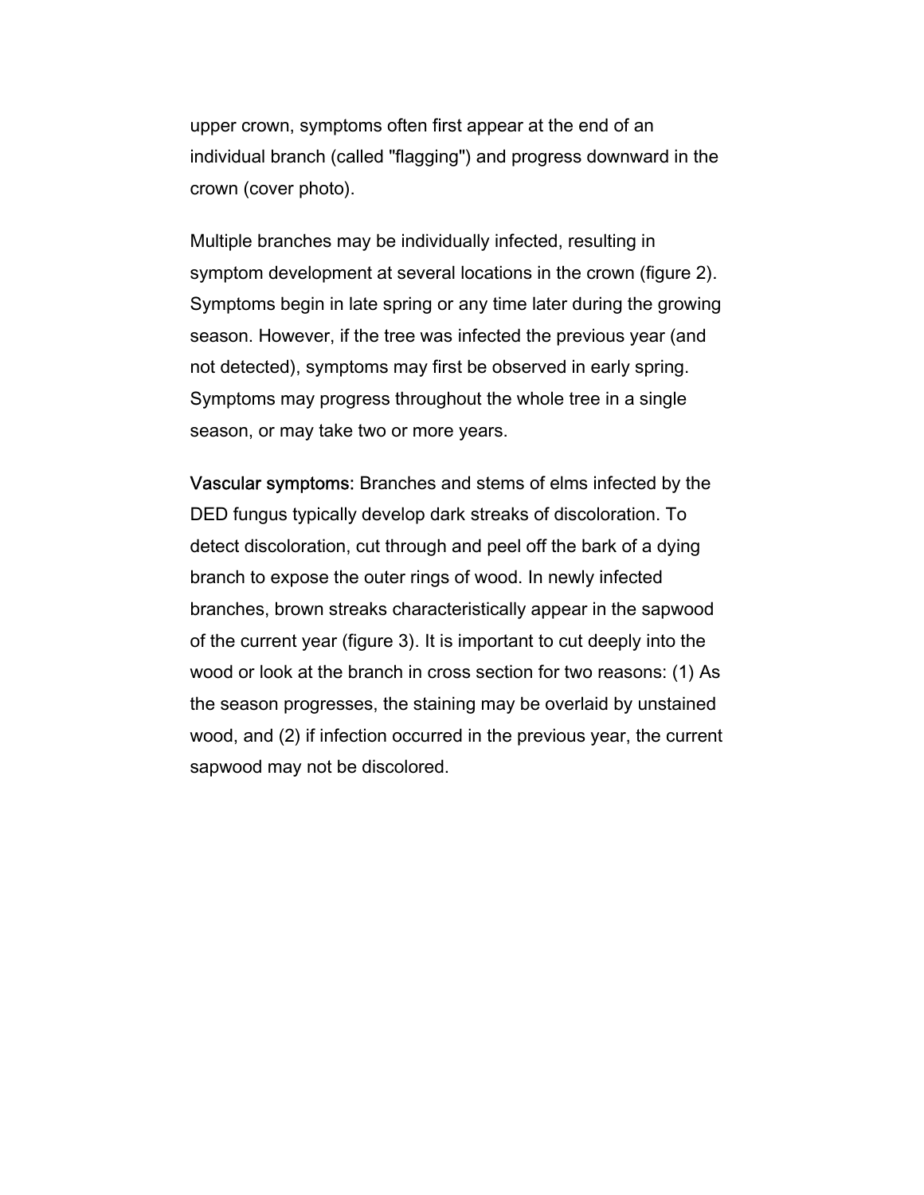upper crown, symptoms often first appear at the end of an individual branch (called "flagging") and progress downward in the crown (cover photo).

Multiple branches may be individually infected, resulting in symptom development at several locations in the crown (figure 2). Symptoms begin in late spring or any time later during the growing season. However, if the tree was infected the previous year (and not detected), symptoms may first be observed in early spring. Symptoms may progress throughout the whole tree in a single season, or may take two or more years.

Vascular symptoms: Branches and stems of elms infected by the DED fungus typically develop dark streaks of discoloration. To detect discoloration, cut through and peel off the bark of a dying branch to expose the outer rings of wood. In newly infected branches, brown streaks characteristically appear in the sapwood of the current year (figure 3). It is important to cut deeply into the wood or look at the branch in cross section for two reasons: (1) As the season progresses, the staining may be overlaid by unstained wood, and (2) if infection occurred in the previous year, the current sapwood may not be discolored.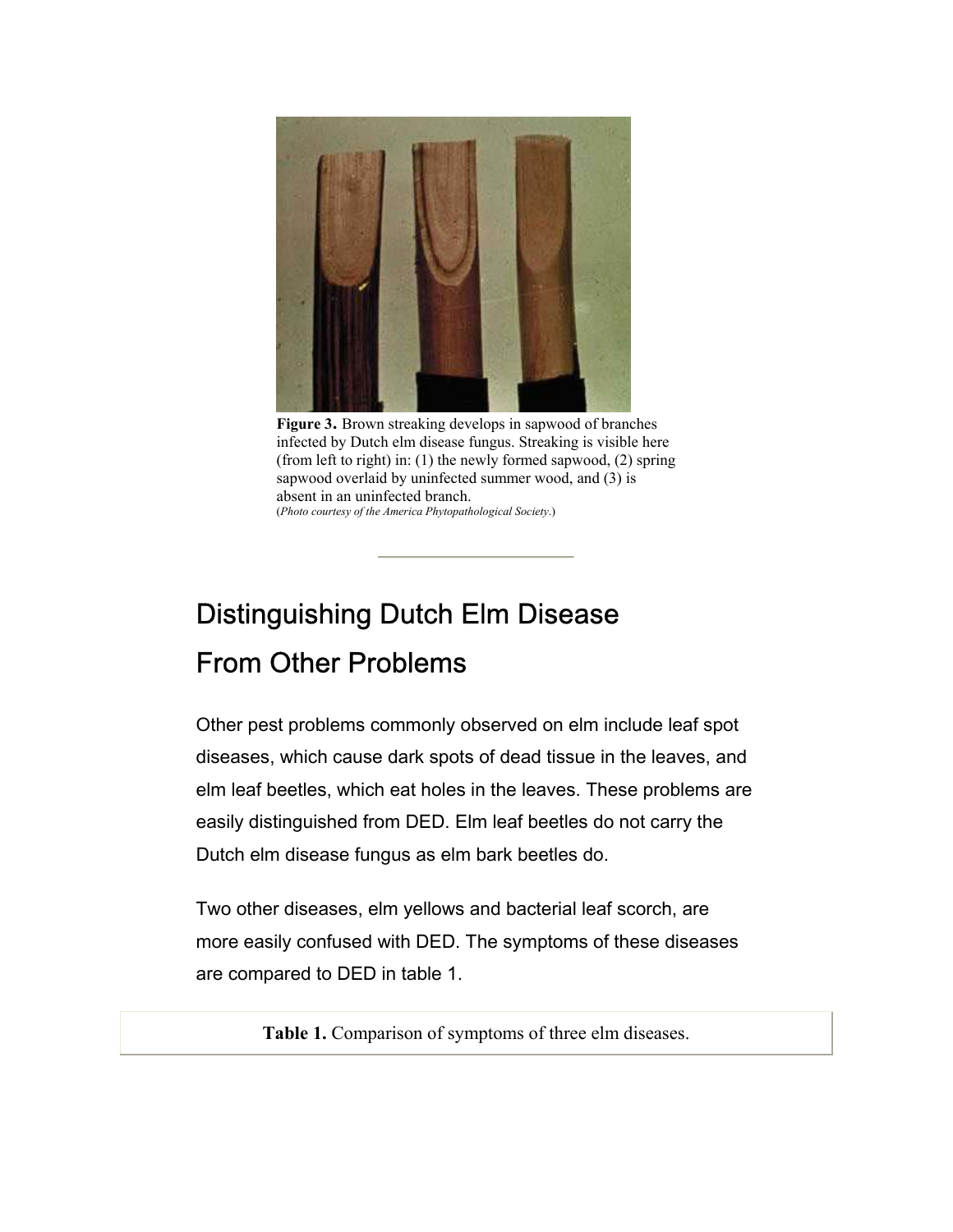**Figure 3.** Brown streaking develops in sapwood of branches infected by Dutch elm disease fungus. Streaking is visible here (from left to right) in: (1) the newly formed sapwood, (2) spring sapwood overlaid by uninfected summer wood, and (3) is absent in an uninfected branch.
(*Photo courtesy of the America Phytopathological Society*.)

## Distinguishing Dutch Elm Disease From Other Problems

Other pest problems commonly observed on elm include leaf spot diseases, which cause dark spots of dead tissue in the leaves, and elm leaf beetles, which eat holes in the leaves. These problems are easily distinguished from DED. Elm leaf beetles do not carry the Dutch elm disease fungus as elm bark beetles do.

Two other diseases, elm yellows and bacterial leaf scorch, are more easily confused with DED. The symptoms of these diseases are compared to DED in table 1.

**Table 1.** Comparison of symptoms of three elm diseases.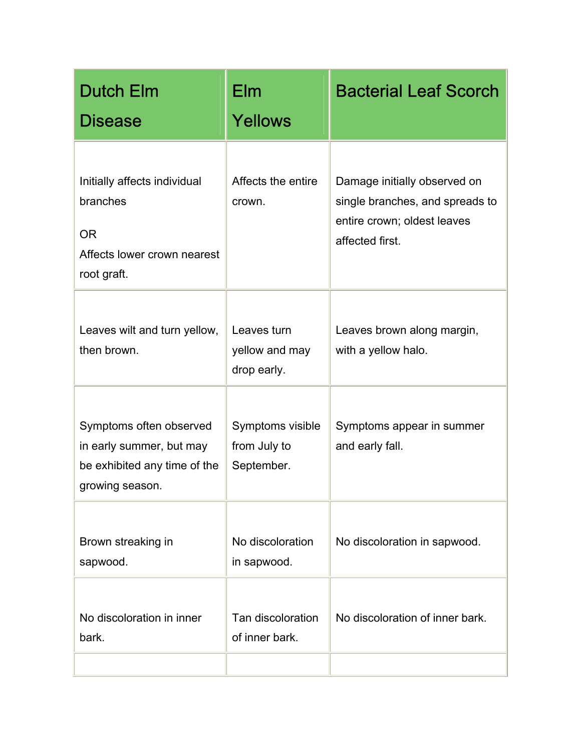| Dutch Elm Disease | Elm Yellows | Bacterial Leaf Scorch |
| --- | --- | --- |
| Initially affects individual branches<br><br>OR<br>Affects lower crown nearest root graft. | Affects the entire crown. | Damage initially observed on single branches, and spreads to entire crown; oldest leaves affected first. |
| Leaves wilt and turn yellow, then brown. | Leaves turn yellow and may drop early. | Leaves brown along margin, with a yellow halo. |
| Symptoms often observed in early summer, but may be exhibited any time of the growing season. | Symptoms visible from July to September. | Symptoms appear in summer and early fall. |
| Brown streaking in sapwood. | No discoloration in sapwood. | No discoloration in sapwood. |
| No discoloration in inner bark. | Tan discoloration of inner bark. | No discoloration of inner bark. |
| | | |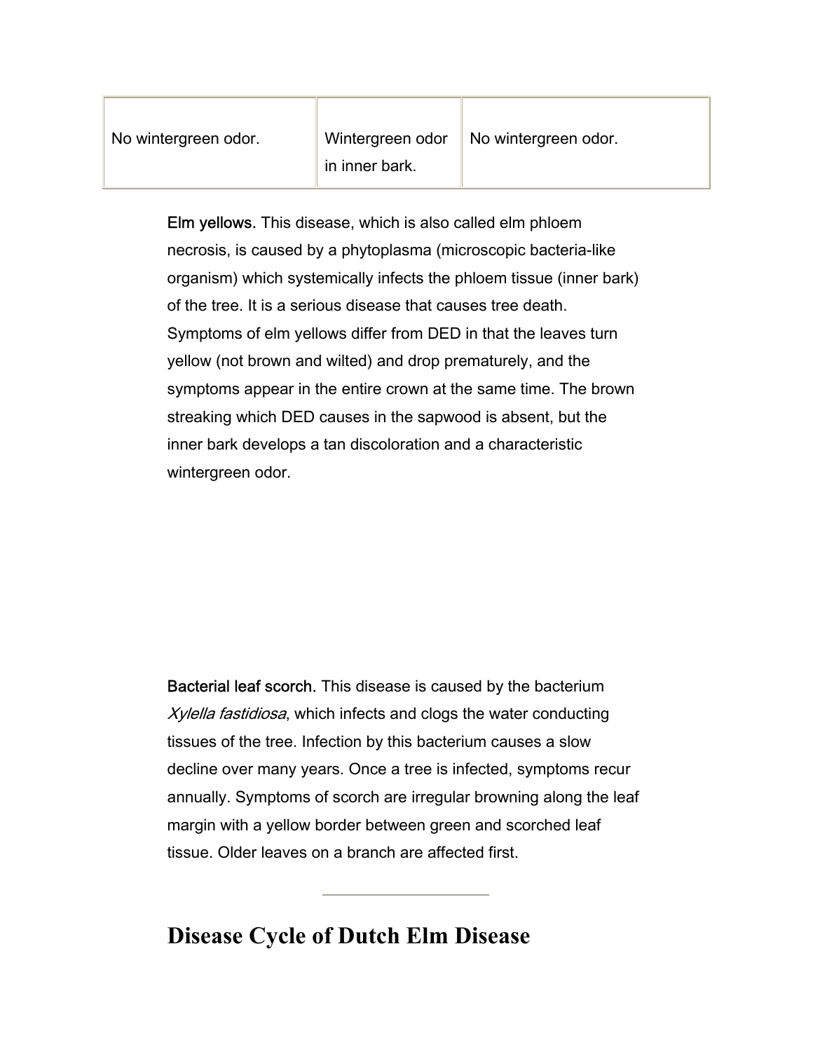| | | |
|---|---|---|
| No wintergreen odor. | Wintergreen odor in inner bark. | No wintergreen odor. |

**Elm yellows.** This disease, which is also called elm phloem necrosis, is caused by a phytoplasma (microscopic bacteria-like organism) which systemically infects the phloem tissue (inner bark) of the tree. It is a serious disease that causes tree death. Symptoms of elm yellows differ from DED in that the leaves turn yellow (not brown and wilted) and drop prematurely, and the symptoms appear in the entire crown at the same time. The brown streaking which DED causes in the sapwood is absent, but the inner bark develops a tan discoloration and a characteristic wintergreen odor.

**Bacterial leaf scorch.** This disease is caused by the bacterium *Xylella fastidiosa*, which infects and clogs the water conducting tissues of the tree. Infection by this bacterium causes a slow decline over many years. Once a tree is infected, symptoms recur annually. Symptoms of scorch are irregular browning along the leaf margin with a yellow border between green and scorched leaf tissue. Older leaves on a branch are affected first.

---

# Disease Cycle of Dutch Elm Disease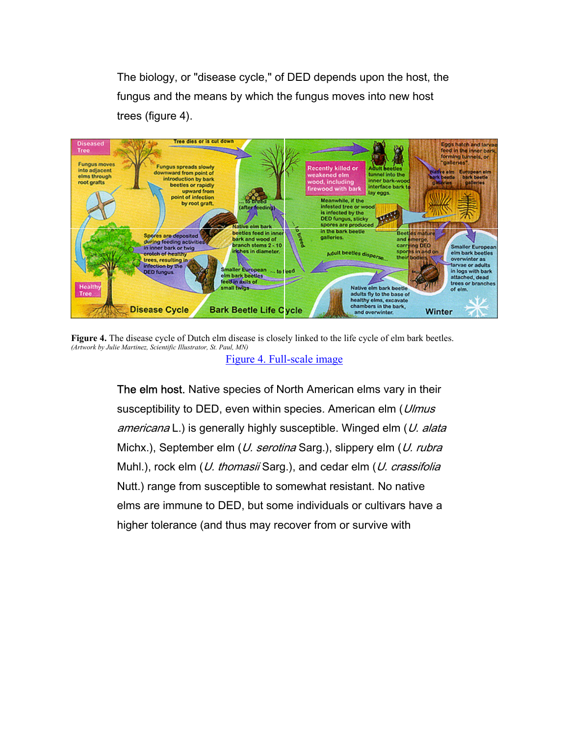The biology, or "disease cycle," of DED depends upon the host, the fungus and the means by which the fungus moves into new host trees (figure 4).

**Figure 4.** The disease cycle of Dutch elm disease is closely linked to the life cycle of elm bark beetles.
*(Artwork by Julie Martinez, Scientific Illustrator, St. Paul, MN)*

Figure 4. Full-scale image

The elm host. Native species of North American elms vary in their susceptibility to DED, even within species. American elm (*Ulmus americana* L.) is generally highly susceptible. Winged elm (*U. alata* Michx.), September elm (*U. serotina* Sarg.), slippery elm (*U. rubra* Muhl.), rock elm (*U. thomasii* Sarg.), and cedar elm (*U. crassifolia* Nutt.) range from susceptible to somewhat resistant. No native elms are immune to DED, but some individuals or cultivars have a higher tolerance (and thus may recover from or survive with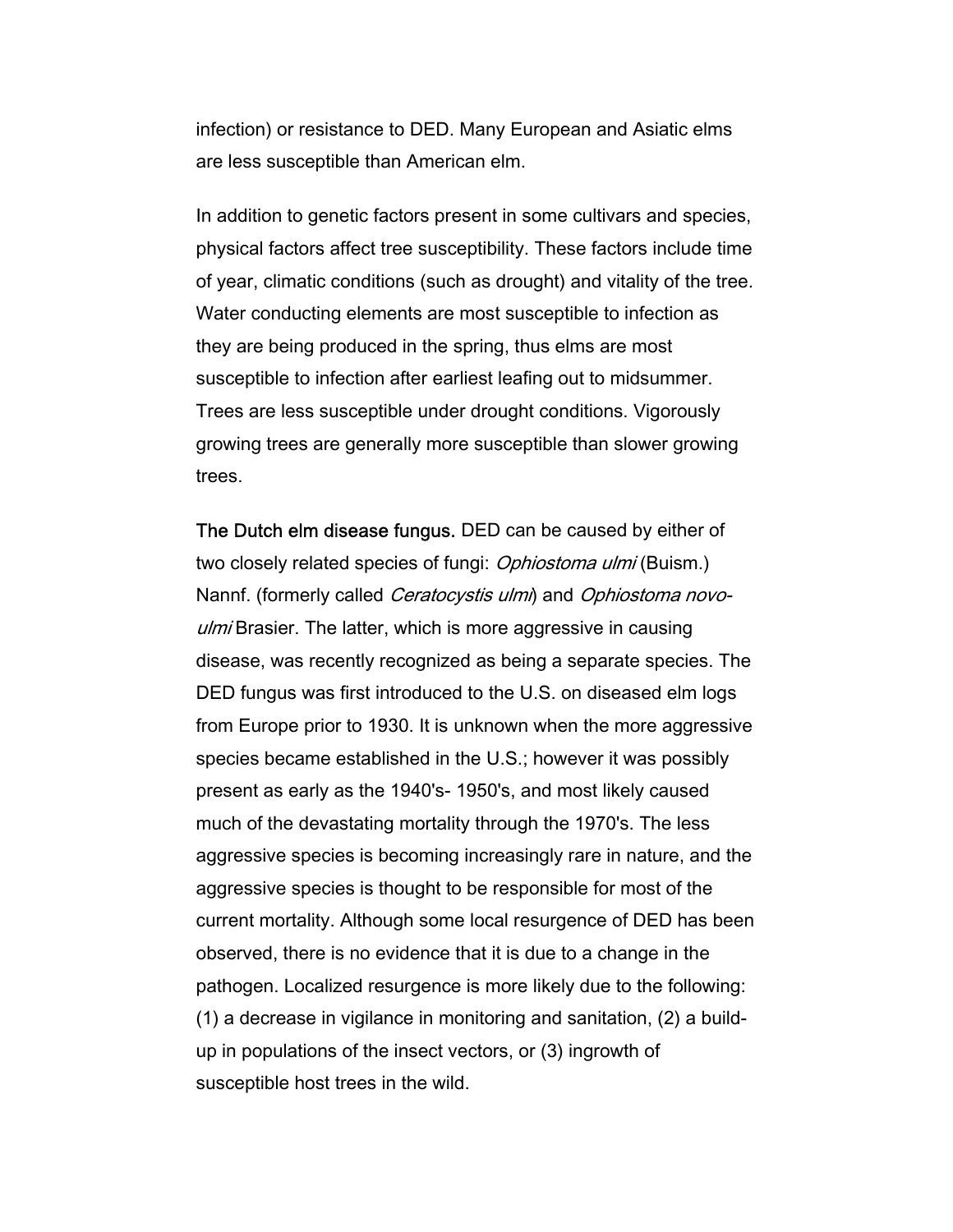infection) or resistance to DED. Many European and Asiatic elms are less susceptible than American elm.

In addition to genetic factors present in some cultivars and species, physical factors affect tree susceptibility. These factors include time of year, climatic conditions (such as drought) and vitality of the tree. Water conducting elements are most susceptible to infection as they are being produced in the spring, thus elms are most susceptible to infection after earliest leafing out to midsummer. Trees are less susceptible under drought conditions. Vigorously growing trees are generally more susceptible than slower growing trees.

**The Dutch elm disease fungus.** DED can be caused by either of two closely related species of fungi: *Ophiostoma ulmi* (Buism.) Nannf. (formerly called *Ceratocystis ulmi*) and *Ophiostoma novo-ulmi* Brasier. The latter, which is more aggressive in causing disease, was recently recognized as being a separate species. The DED fungus was first introduced to the U.S. on diseased elm logs from Europe prior to 1930. It is unknown when the more aggressive species became established in the U.S.; however it was possibly present as early as the 1940's- 1950's, and most likely caused much of the devastating mortality through the 1970's. The less aggressive species is becoming increasingly rare in nature, and the aggressive species is thought to be responsible for most of the current mortality. Although some local resurgence of DED has been observed, there is no evidence that it is due to a change in the pathogen. Localized resurgence is more likely due to the following: (1) a decrease in vigilance in monitoring and sanitation, (2) a build-up in populations of the insect vectors, or (3) ingrowth of susceptible host trees in the wild.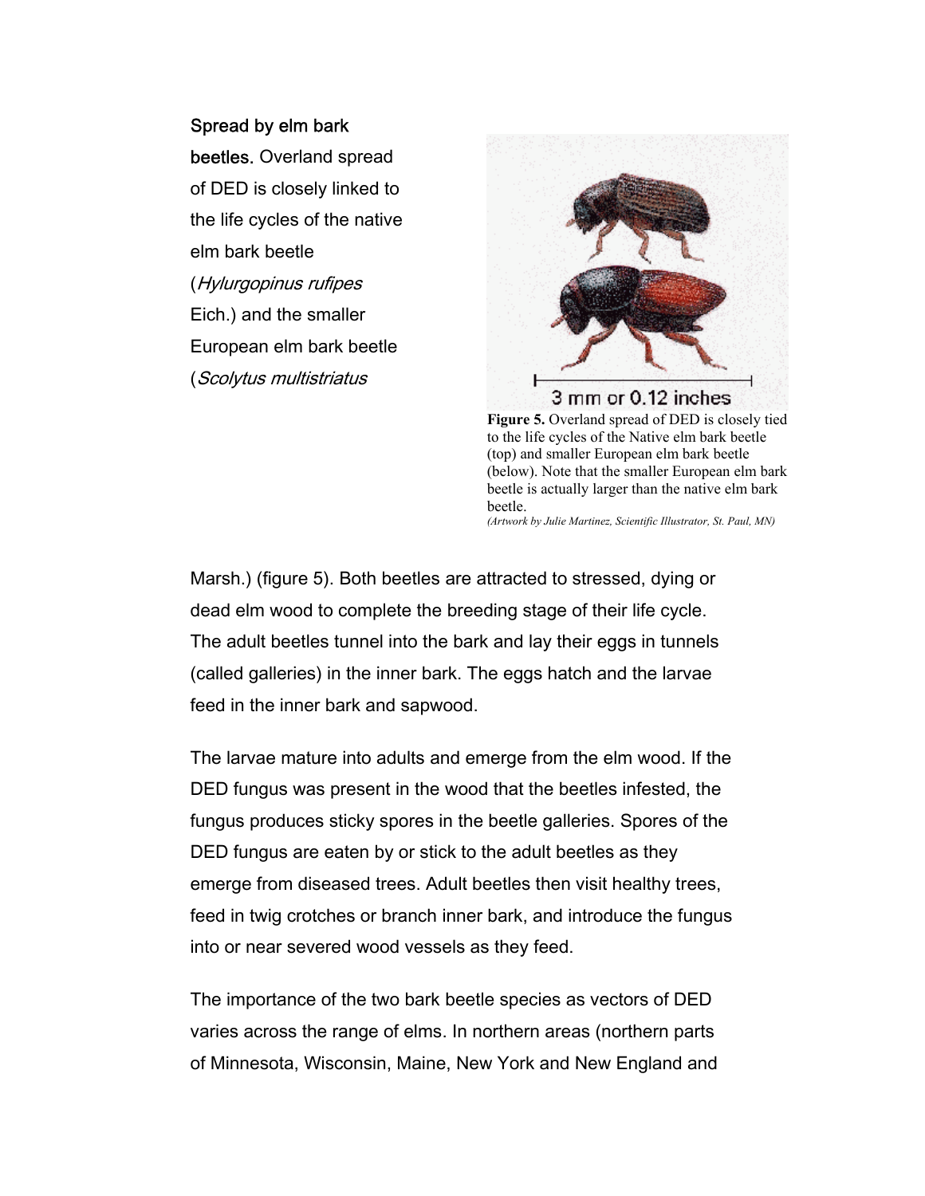**Spread by elm bark beetles.** Overland spread of DED is closely linked to the life cycles of the native elm bark beetle (*Hylurgopinus rufipes* Eich.) and the smaller European elm bark beetle (*Scolytus multistriatus* Marsh.) (figure 5). Both beetles are attracted to stressed, dying or dead elm wood to complete the breeding stage of their life cycle. The adult beetles tunnel into the bark and lay their eggs in tunnels (called galleries) in the inner bark. The eggs hatch and the larvae feed in the inner bark and sapwood.

3 mm or 0.12 inches

**Figure 5.** Overland spread of DED is closely tied to the life cycles of the Native elm bark beetle (top) and smaller European elm bark beetle (below). Note that the smaller European elm bark beetle is actually larger than the native elm bark beetle.
*(Artwork by Julie Martinez, Scientific Illustrator, St. Paul, MN)*

The larvae mature into adults and emerge from the elm wood. If the DED fungus was present in the wood that the beetles infested, the fungus produces sticky spores in the beetle galleries. Spores of the DED fungus are eaten by or stick to the adult beetles as they emerge from diseased trees. Adult beetles then visit healthy trees, feed in twig crotches or branch inner bark, and introduce the fungus into or near severed wood vessels as they feed.

The importance of the two bark beetle species as vectors of DED varies across the range of elms. In northern areas (northern parts of Minnesota, Wisconsin, Maine, New York and New England and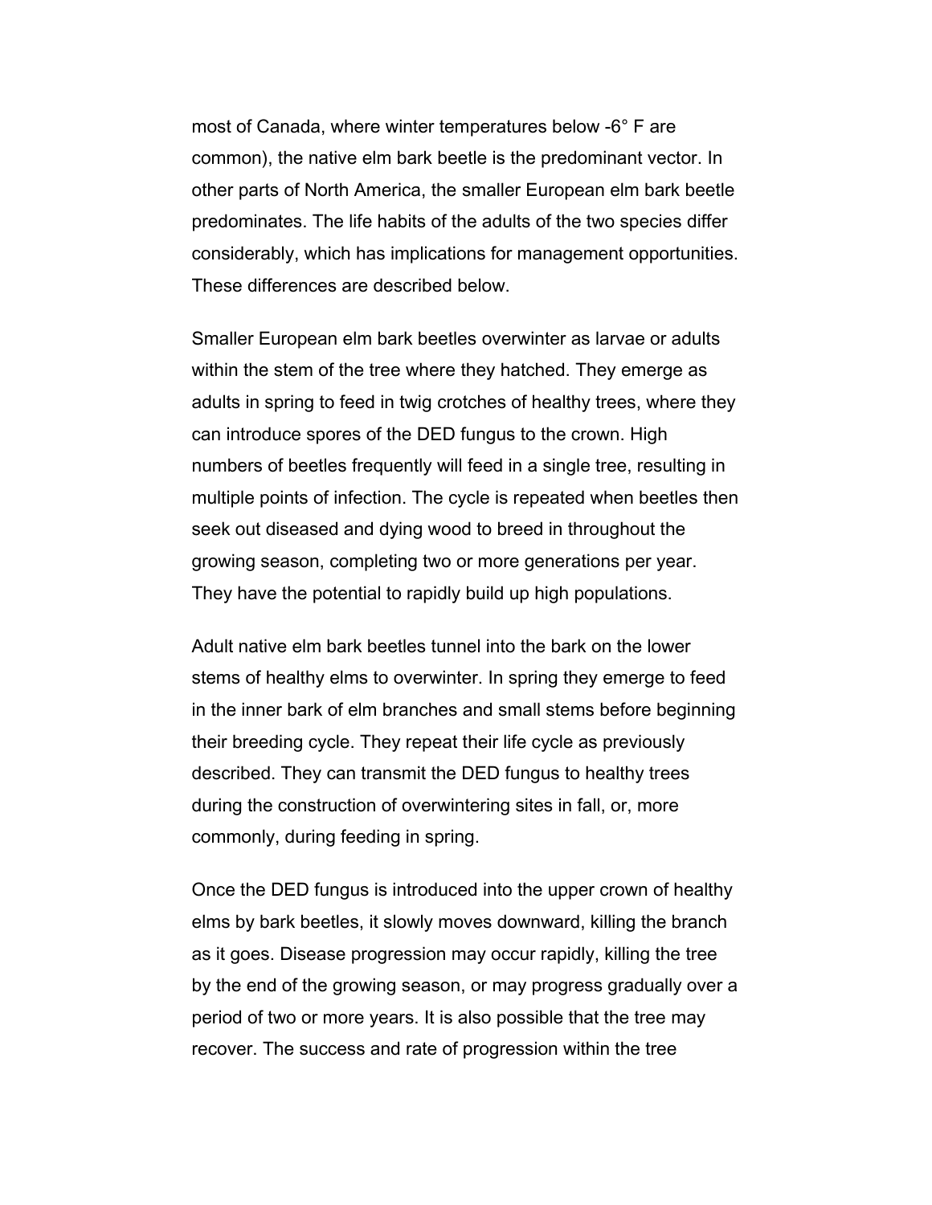most of Canada, where winter temperatures below -6° F are common), the native elm bark beetle is the predominant vector. In other parts of North America, the smaller European elm bark beetle predominates. The life habits of the adults of the two species differ considerably, which has implications for management opportunities. These differences are described below.

Smaller European elm bark beetles overwinter as larvae or adults within the stem of the tree where they hatched. They emerge as adults in spring to feed in twig crotches of healthy trees, where they can introduce spores of the DED fungus to the crown. High numbers of beetles frequently will feed in a single tree, resulting in multiple points of infection. The cycle is repeated when beetles then seek out diseased and dying wood to breed in throughout the growing season, completing two or more generations per year. They have the potential to rapidly build up high populations.

Adult native elm bark beetles tunnel into the bark on the lower stems of healthy elms to overwinter. In spring they emerge to feed in the inner bark of elm branches and small stems before beginning their breeding cycle. They repeat their life cycle as previously described. They can transmit the DED fungus to healthy trees during the construction of overwintering sites in fall, or, more commonly, during feeding in spring.

Once the DED fungus is introduced into the upper crown of healthy elms by bark beetles, it slowly moves downward, killing the branch as it goes. Disease progression may occur rapidly, killing the tree by the end of the growing season, or may progress gradually over a period of two or more years. It is also possible that the tree may recover. The success and rate of progression within the tree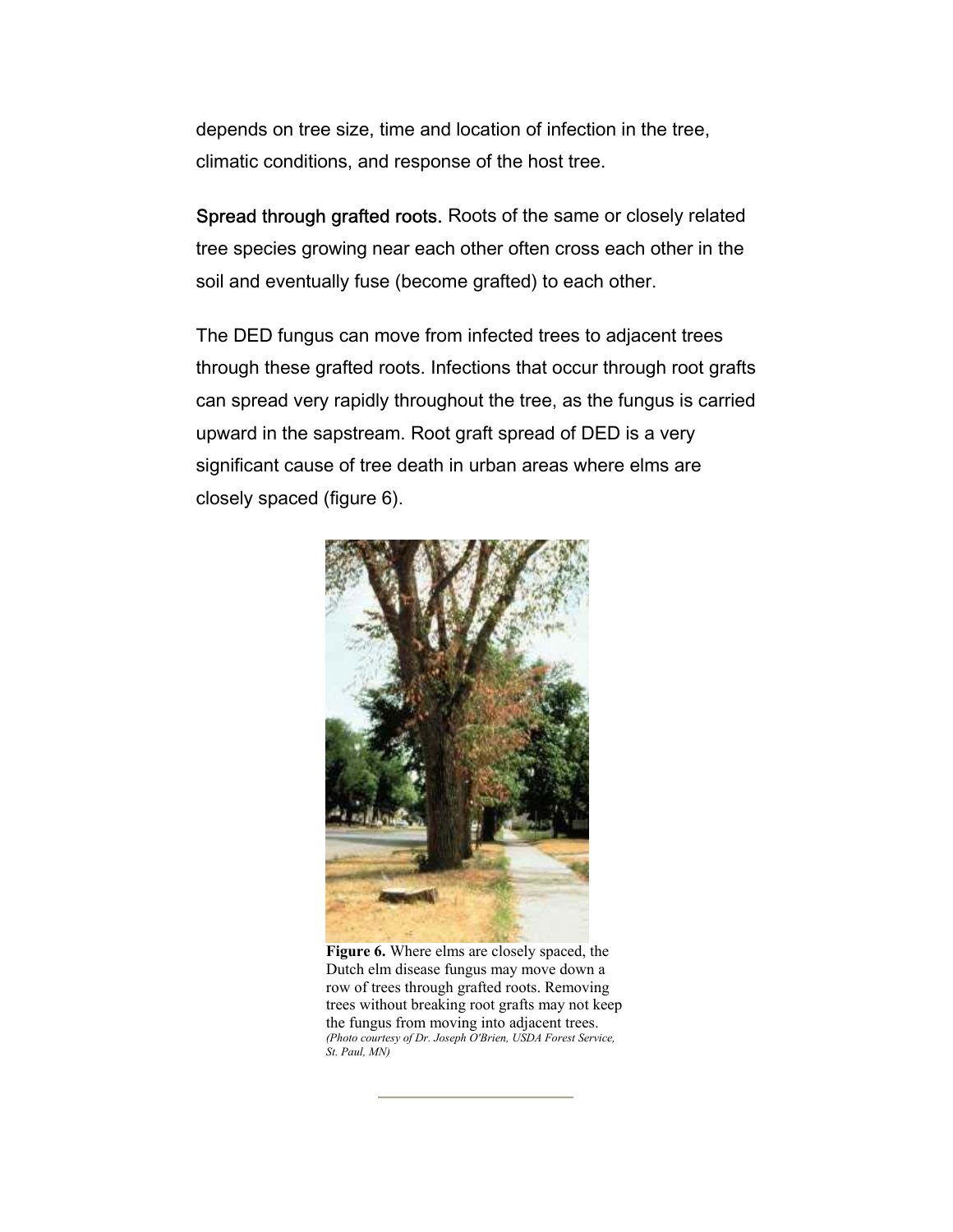depends on tree size, time and location of infection in the tree, climatic conditions, and response of the host tree.

**Spread through grafted roots.** Roots of the same or closely related tree species growing near each other often cross each other in the soil and eventually fuse (become grafted) to each other.

The DED fungus can move from infected trees to adjacent trees through these grafted roots. Infections that occur through root grafts can spread very rapidly throughout the tree, as the fungus is carried upward in the sapstream. Root graft spread of DED is a very significant cause of tree death in urban areas where elms are closely spaced (figure 6).

**Figure 6.** Where elms are closely spaced, the Dutch elm disease fungus may move down a row of trees through grafted roots. Removing trees without breaking root grafts may not keep the fungus from moving into adjacent trees. *(Photo courtesy of Dr. Joseph O'Brien, USDA Forest Service, St. Paul, MN)*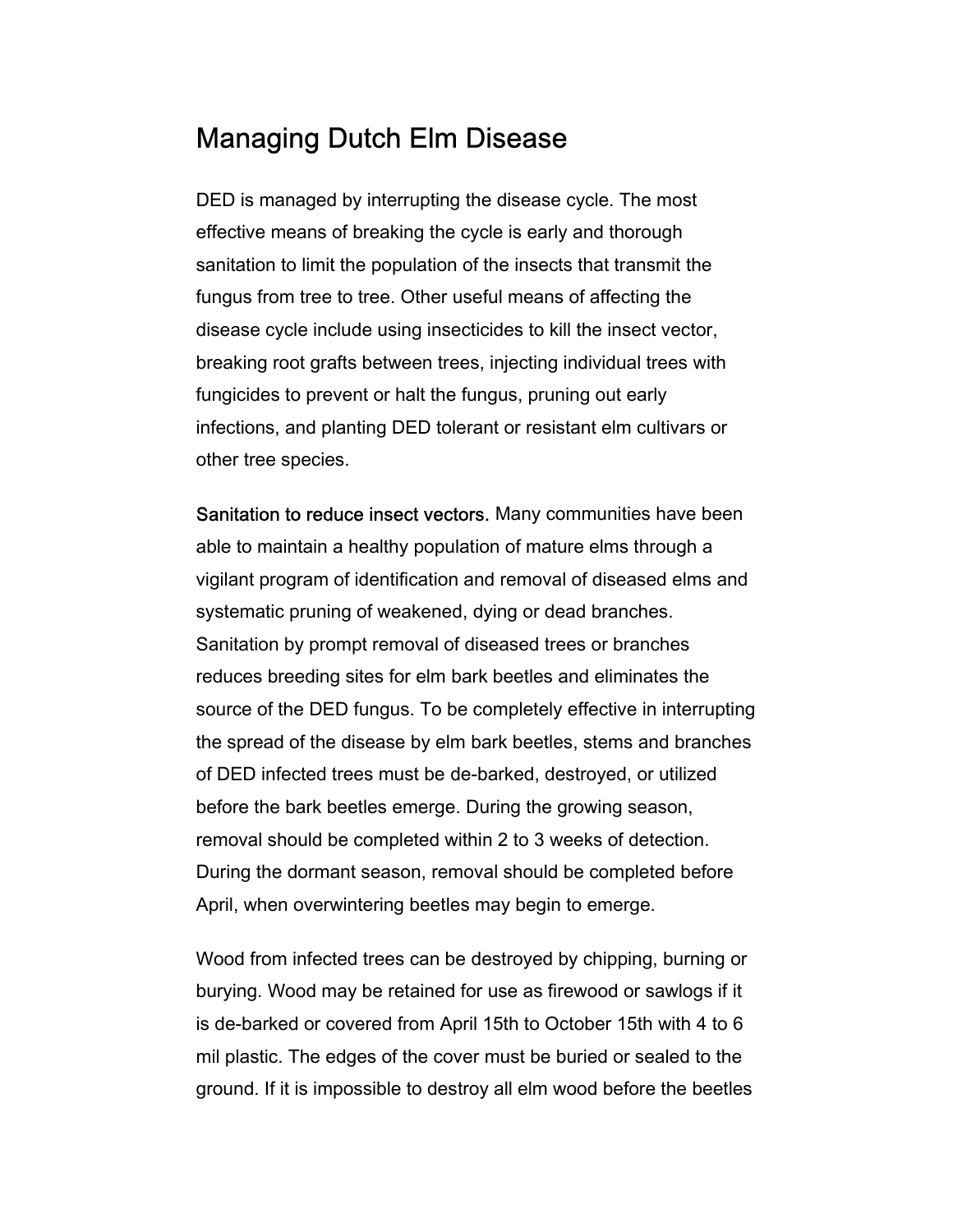# Managing Dutch Elm Disease

DED is managed by interrupting the disease cycle. The most effective means of breaking the cycle is early and thorough sanitation to limit the population of the insects that transmit the fungus from tree to tree. Other useful means of affecting the disease cycle include using insecticides to kill the insect vector, breaking root grafts between trees, injecting individual trees with fungicides to prevent or halt the fungus, pruning out early infections, and planting DED tolerant or resistant elm cultivars or other tree species.

**Sanitation to reduce insect vectors.** Many communities have been able to maintain a healthy population of mature elms through a vigilant program of identification and removal of diseased elms and systematic pruning of weakened, dying or dead branches. Sanitation by prompt removal of diseased trees or branches reduces breeding sites for elm bark beetles and eliminates the source of the DED fungus. To be completely effective in interrupting the spread of the disease by elm bark beetles, stems and branches of DED infected trees must be de-barked, destroyed, or utilized before the bark beetles emerge. During the growing season, removal should be completed within 2 to 3 weeks of detection. During the dormant season, removal should be completed before April, when overwintering beetles may begin to emerge.

Wood from infected trees can be destroyed by chipping, burning or burying. Wood may be retained for use as firewood or sawlogs if it is de-barked or covered from April 15th to October 15th with 4 to 6 mil plastic. The edges of the cover must be buried or sealed to the ground. If it is impossible to destroy all elm wood before the beetles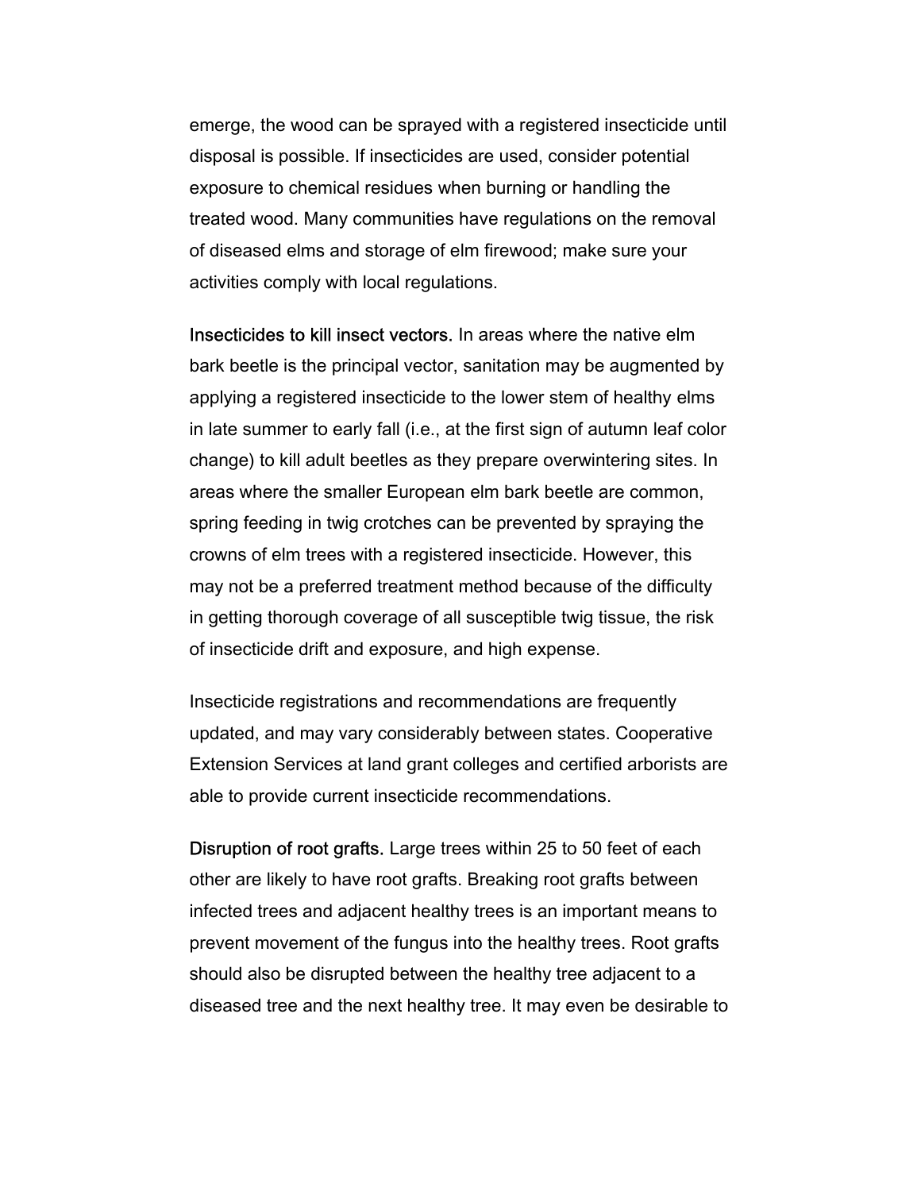emerge, the wood can be sprayed with a registered insecticide until disposal is possible. If insecticides are used, consider potential exposure to chemical residues when burning or handling the treated wood. Many communities have regulations on the removal of diseased elms and storage of elm firewood; make sure your activities comply with local regulations.

Insecticides to kill insect vectors. In areas where the native elm bark beetle is the principal vector, sanitation may be augmented by applying a registered insecticide to the lower stem of healthy elms in late summer to early fall (i.e., at the first sign of autumn leaf color change) to kill adult beetles as they prepare overwintering sites. In areas where the smaller European elm bark beetle are common, spring feeding in twig crotches can be prevented by spraying the crowns of elm trees with a registered insecticide. However, this may not be a preferred treatment method because of the difficulty in getting thorough coverage of all susceptible twig tissue, the risk of insecticide drift and exposure, and high expense.

Insecticide registrations and recommendations are frequently updated, and may vary considerably between states. Cooperative Extension Services at land grant colleges and certified arborists are able to provide current insecticide recommendations.

Disruption of root grafts. Large trees within 25 to 50 feet of each other are likely to have root grafts. Breaking root grafts between infected trees and adjacent healthy trees is an important means to prevent movement of the fungus into the healthy trees. Root grafts should also be disrupted between the healthy tree adjacent to a diseased tree and the next healthy tree. It may even be desirable to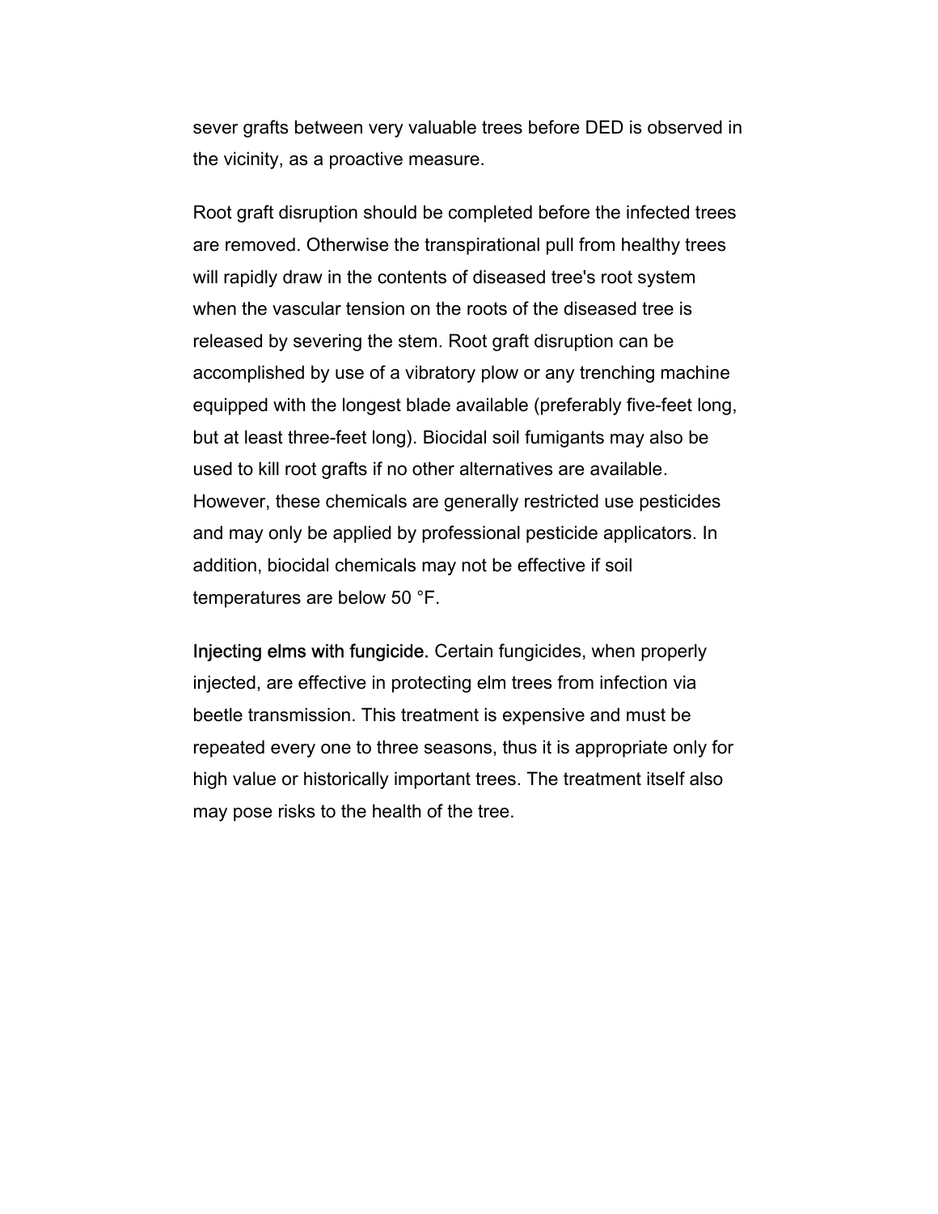sever grafts between very valuable trees before DED is observed in the vicinity, as a proactive measure.

Root graft disruption should be completed before the infected trees are removed. Otherwise the transpirational pull from healthy trees will rapidly draw in the contents of diseased tree's root system when the vascular tension on the roots of the diseased tree is released by severing the stem. Root graft disruption can be accomplished by use of a vibratory plow or any trenching machine equipped with the longest blade available (preferably five-feet long, but at least three-feet long). Biocidal soil fumigants may also be used to kill root grafts if no other alternatives are available. However, these chemicals are generally restricted use pesticides and may only be applied by professional pesticide applicators. In addition, biocidal chemicals may not be effective if soil temperatures are below 50 °F.

Injecting elms with fungicide. Certain fungicides, when properly injected, are effective in protecting elm trees from infection via beetle transmission. This treatment is expensive and must be repeated every one to three seasons, thus it is appropriate only for high value or historically important trees. The treatment itself also may pose risks to the health of the tree.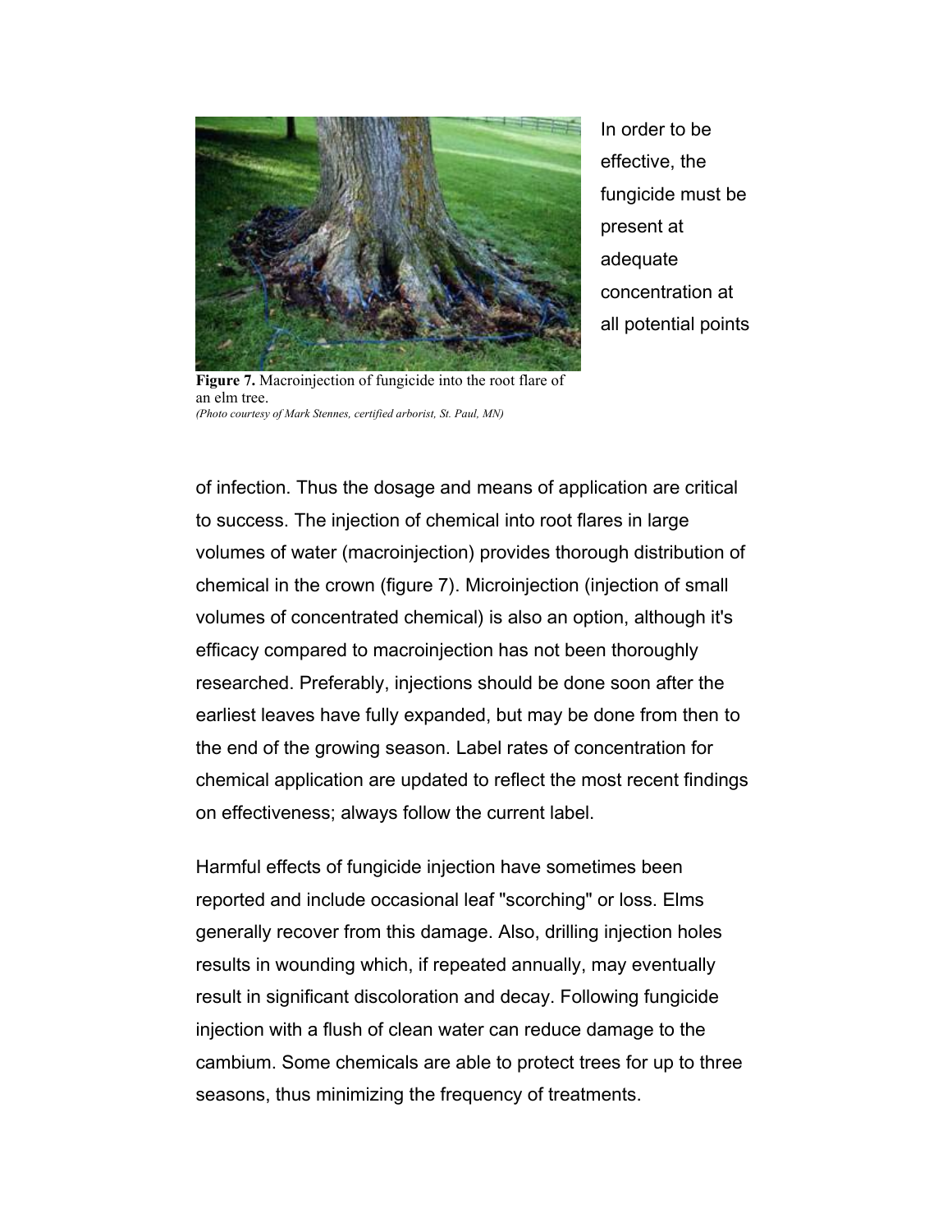**Figure 7.** Macroinjection of fungicide into the root flare of an elm tree.
*(Photo courtesy of Mark Stennes, certified arborist, St. Paul, MN)*

In order to be effective, the fungicide must be present at adequate concentration at all potential points of infection. Thus the dosage and means of application are critical to success. The injection of chemical into root flares in large volumes of water (macroinjection) provides thorough distribution of chemical in the crown (figure 7). Microinjection (injection of small volumes of concentrated chemical) is also an option, although it's efficacy compared to macroinjection has not been thoroughly researched. Preferably, injections should be done soon after the earliest leaves have fully expanded, but may be done from then to the end of the growing season. Label rates of concentration for chemical application are updated to reflect the most recent findings on effectiveness; always follow the current label.

Harmful effects of fungicide injection have sometimes been reported and include occasional leaf "scorching" or loss. Elms generally recover from this damage. Also, drilling injection holes results in wounding which, if repeated annually, may eventually result in significant discoloration and decay. Following fungicide injection with a flush of clean water can reduce damage to the cambium. Some chemicals are able to protect trees for up to three seasons, thus minimizing the frequency of treatments.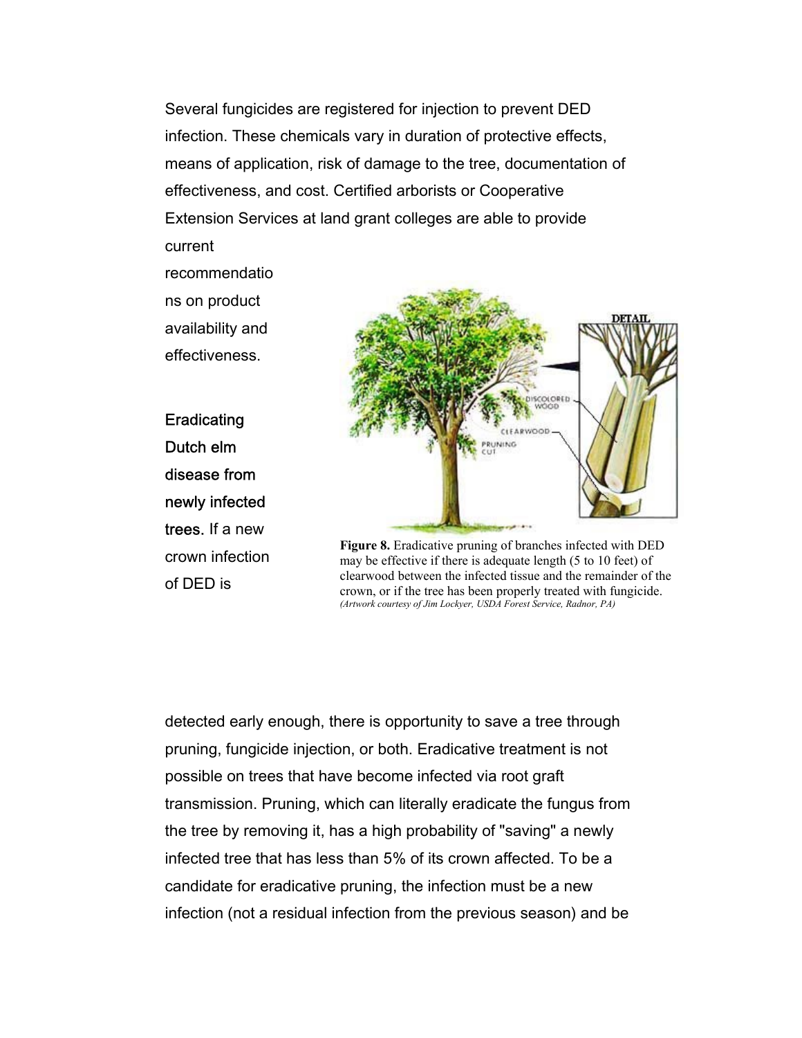Several fungicides are registered for injection to prevent DED infection. These chemicals vary in duration of protective effects, means of application, risk of damage to the tree, documentation of effectiveness, and cost. Certified arborists or Cooperative Extension Services at land grant colleges are able to provide current recommendations on product availability and effectiveness.

DETAIL

DISCOLORED WOOD

CLEARWOOD

PRUNING CUT

**Figure 8.** Eradicative pruning of branches infected with DED may be effective if there is adequate length (5 to 10 feet) of clearwood between the infected tissue and the remainder of the crown, or if the tree has been properly treated with fungicide. *(Artwork courtesy of Jim Lockyer, USDA Forest Service, Radnor, PA)*

**Eradicating Dutch elm disease from newly infected trees.** If a new crown infection of DED is detected early enough, there is opportunity to save a tree through pruning, fungicide injection, or both. Eradicative treatment is not possible on trees that have become infected via root graft transmission. Pruning, which can literally eradicate the fungus from the tree by removing it, has a high probability of "saving" a newly infected tree that has less than 5% of its crown affected. To be a candidate for eradicative pruning, the infection must be a new infection (not a residual infection from the previous season) and be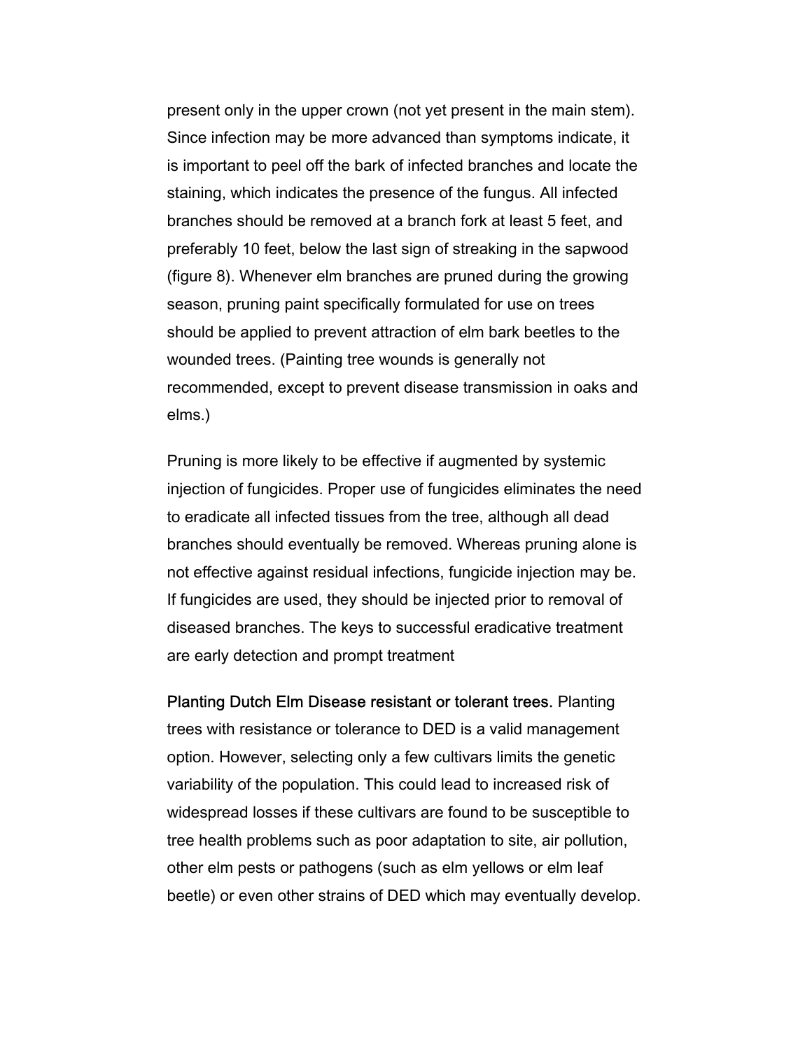present only in the upper crown (not yet present in the main stem). Since infection may be more advanced than symptoms indicate, it is important to peel off the bark of infected branches and locate the staining, which indicates the presence of the fungus. All infected branches should be removed at a branch fork at least 5 feet, and preferably 10 feet, below the last sign of streaking in the sapwood (figure 8). Whenever elm branches are pruned during the growing season, pruning paint specifically formulated for use on trees should be applied to prevent attraction of elm bark beetles to the wounded trees. (Painting tree wounds is generally not recommended, except to prevent disease transmission in oaks and elms.)

Pruning is more likely to be effective if augmented by systemic injection of fungicides. Proper use of fungicides eliminates the need to eradicate all infected tissues from the tree, although all dead branches should eventually be removed. Whereas pruning alone is not effective against residual infections, fungicide injection may be. If fungicides are used, they should be injected prior to removal of diseased branches. The keys to successful eradicative treatment are early detection and prompt treatment

**Planting Dutch Elm Disease resistant or tolerant trees.** Planting trees with resistance or tolerance to DED is a valid management option. However, selecting only a few cultivars limits the genetic variability of the population. This could lead to increased risk of widespread losses if these cultivars are found to be susceptible to tree health problems such as poor adaptation to site, air pollution, other elm pests or pathogens (such as elm yellows or elm leaf beetle) or even other strains of DED which may eventually develop.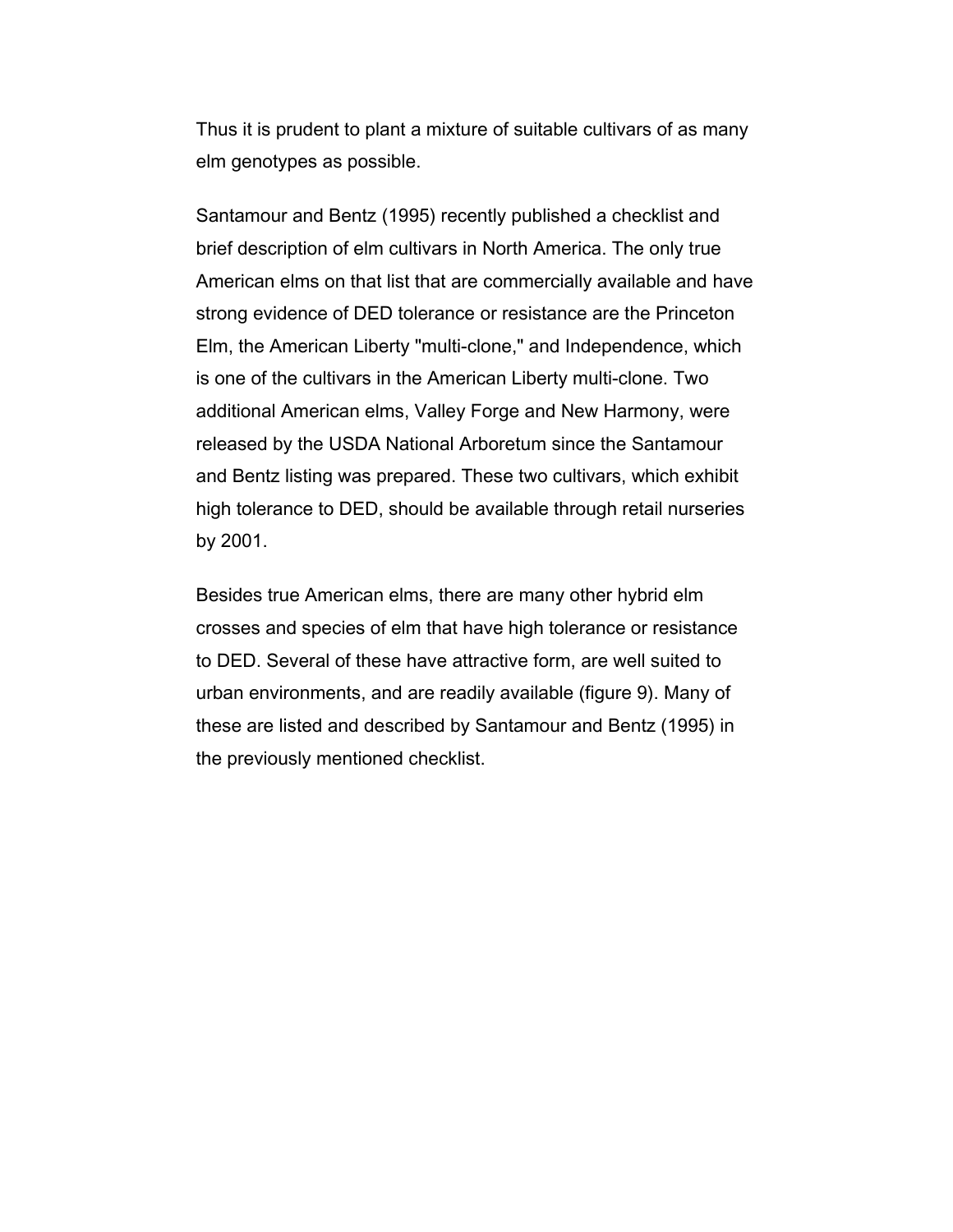Thus it is prudent to plant a mixture of suitable cultivars of as many elm genotypes as possible.

Santamour and Bentz (1995) recently published a checklist and brief description of elm cultivars in North America. The only true American elms on that list that are commercially available and have strong evidence of DED tolerance or resistance are the Princeton Elm, the American Liberty "multi-clone," and Independence, which is one of the cultivars in the American Liberty multi-clone. Two additional American elms, Valley Forge and New Harmony, were released by the USDA National Arboretum since the Santamour and Bentz listing was prepared. These two cultivars, which exhibit high tolerance to DED, should be available through retail nurseries by 2001.

Besides true American elms, there are many other hybrid elm crosses and species of elm that have high tolerance or resistance to DED. Several of these have attractive form, are well suited to urban environments, and are readily available (figure 9). Many of these are listed and described by Santamour and Bentz (1995) in the previously mentioned checklist.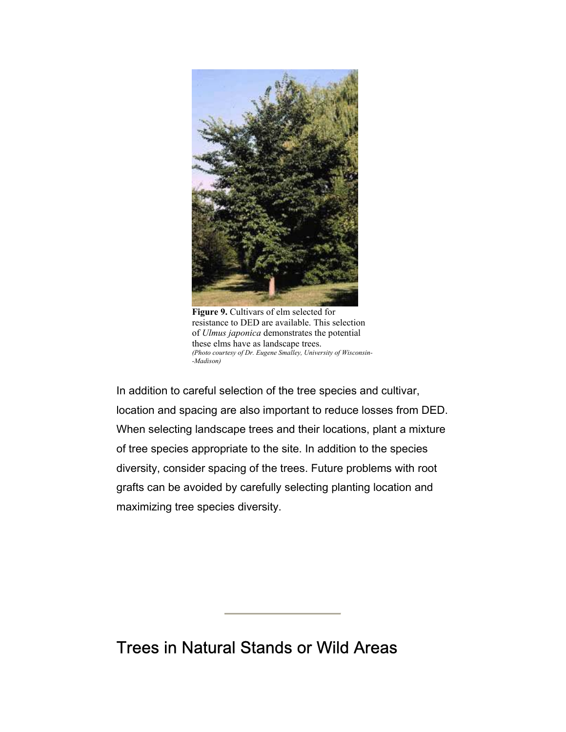**Figure 9.** Cultivars of elm selected for resistance to DED are available. This selection of *Ulmus japonica* demonstrates the potential these elms have as landscape trees.
*(Photo courtesy of Dr. Eugene Smalley, University of Wisconsin--Madison)*

In addition to careful selection of the tree species and cultivar, location and spacing are also important to reduce losses from DED. When selecting landscape trees and their locations, plant a mixture of tree species appropriate to the site. In addition to the species diversity, consider spacing of the trees. Future problems with root grafts can be avoided by carefully selecting planting location and maximizing tree species diversity.

---

## Trees in Natural Stands or Wild Areas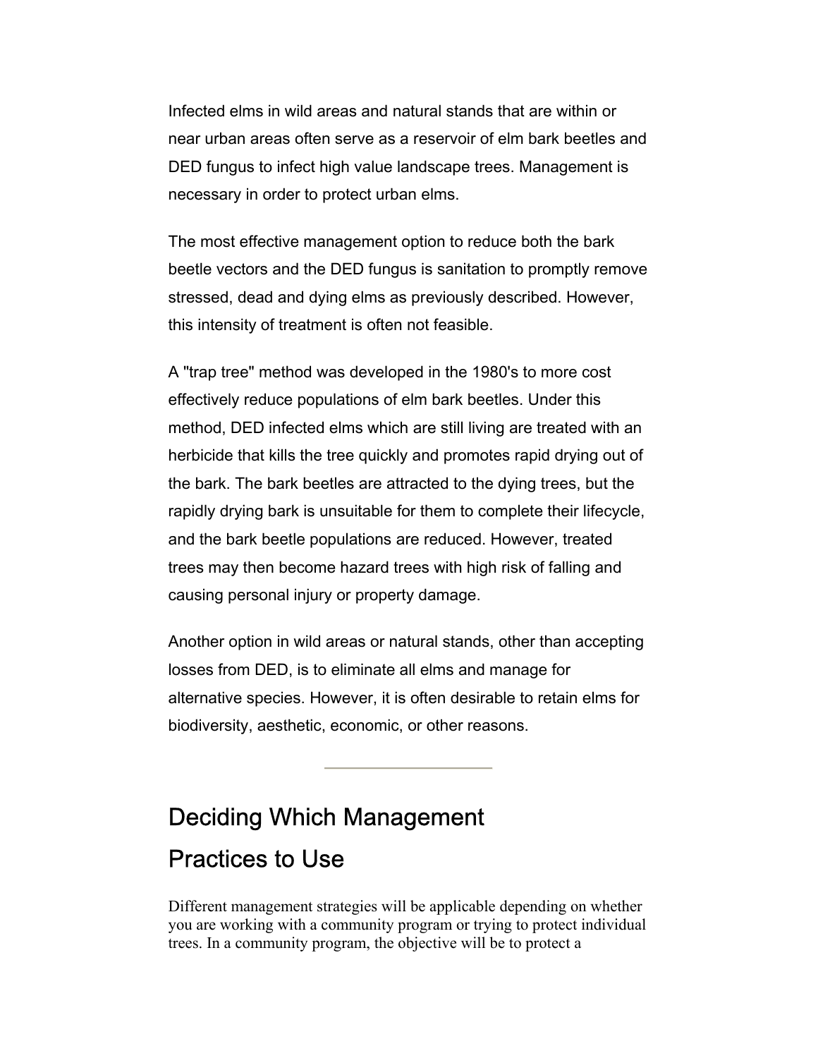Infected elms in wild areas and natural stands that are within or near urban areas often serve as a reservoir of elm bark beetles and DED fungus to infect high value landscape trees. Management is necessary in order to protect urban elms.

The most effective management option to reduce both the bark beetle vectors and the DED fungus is sanitation to promptly remove stressed, dead and dying elms as previously described. However, this intensity of treatment is often not feasible.

A "trap tree" method was developed in the 1980's to more cost effectively reduce populations of elm bark beetles. Under this method, DED infected elms which are still living are treated with an herbicide that kills the tree quickly and promotes rapid drying out of the bark. The bark beetles are attracted to the dying trees, but the rapidly drying bark is unsuitable for them to complete their lifecycle, and the bark beetle populations are reduced. However, treated trees may then become hazard trees with high risk of falling and causing personal injury or property damage.

Another option in wild areas or natural stands, other than accepting losses from DED, is to eliminate all elms and manage for alternative species. However, it is often desirable to retain elms for biodiversity, aesthetic, economic, or other reasons.

---

## Deciding Which Management Practices to Use

Different management strategies will be applicable depending on whether you are working with a community program or trying to protect individual trees. In a community program, the objective will be to protect a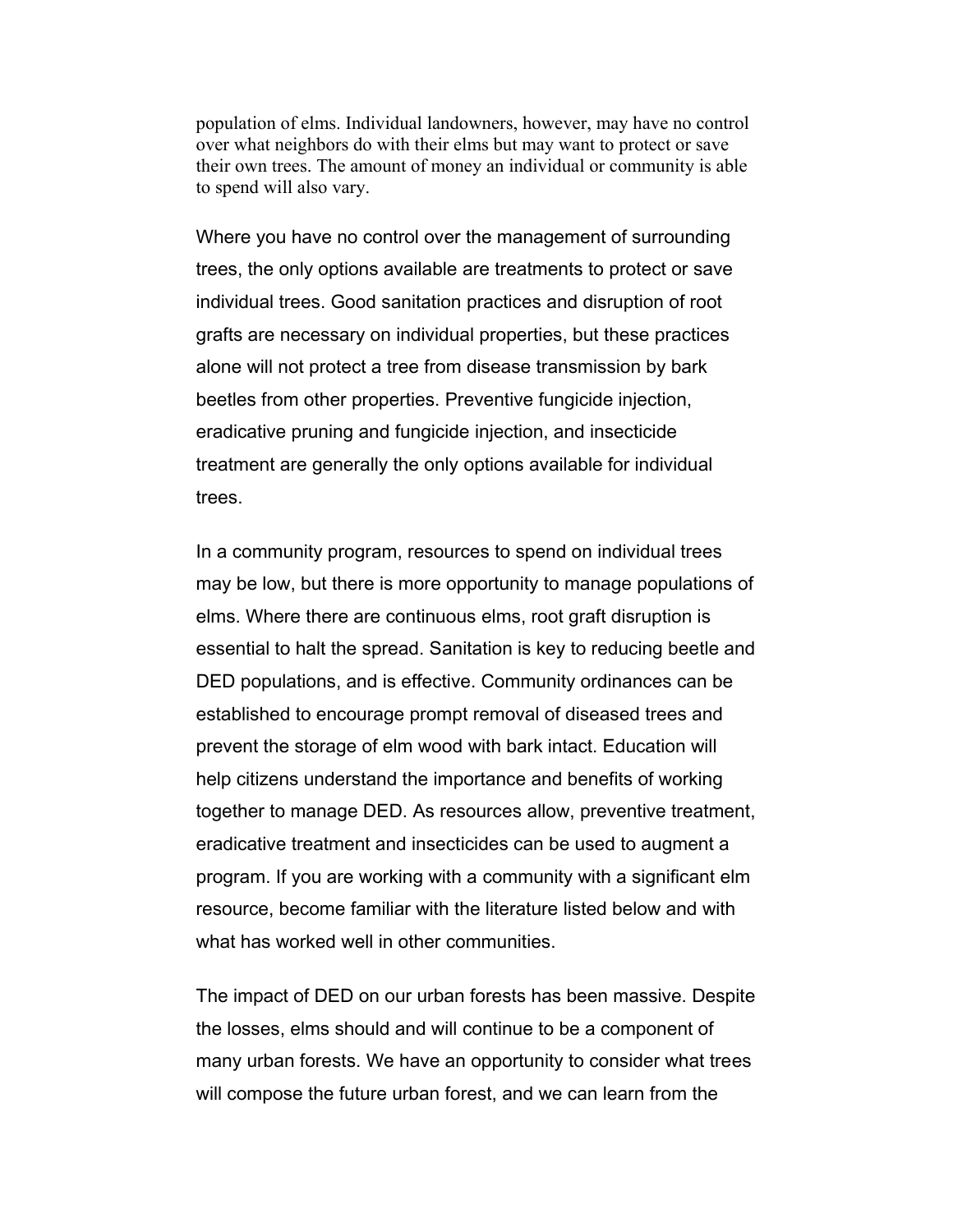population of elms. Individual landowners, however, may have no control over what neighbors do with their elms but may want to protect or save their own trees. The amount of money an individual or community is able to spend will also vary.

Where you have no control over the management of surrounding trees, the only options available are treatments to protect or save individual trees. Good sanitation practices and disruption of root grafts are necessary on individual properties, but these practices alone will not protect a tree from disease transmission by bark beetles from other properties. Preventive fungicide injection, eradicative pruning and fungicide injection, and insecticide treatment are generally the only options available for individual trees.

In a community program, resources to spend on individual trees may be low, but there is more opportunity to manage populations of elms. Where there are continuous elms, root graft disruption is essential to halt the spread. Sanitation is key to reducing beetle and DED populations, and is effective. Community ordinances can be established to encourage prompt removal of diseased trees and prevent the storage of elm wood with bark intact. Education will help citizens understand the importance and benefits of working together to manage DED. As resources allow, preventive treatment, eradicative treatment and insecticides can be used to augment a program. If you are working with a community with a significant elm resource, become familiar with the literature listed below and with what has worked well in other communities.

The impact of DED on our urban forests has been massive. Despite the losses, elms should and will continue to be a component of many urban forests. We have an opportunity to consider what trees will compose the future urban forest, and we can learn from the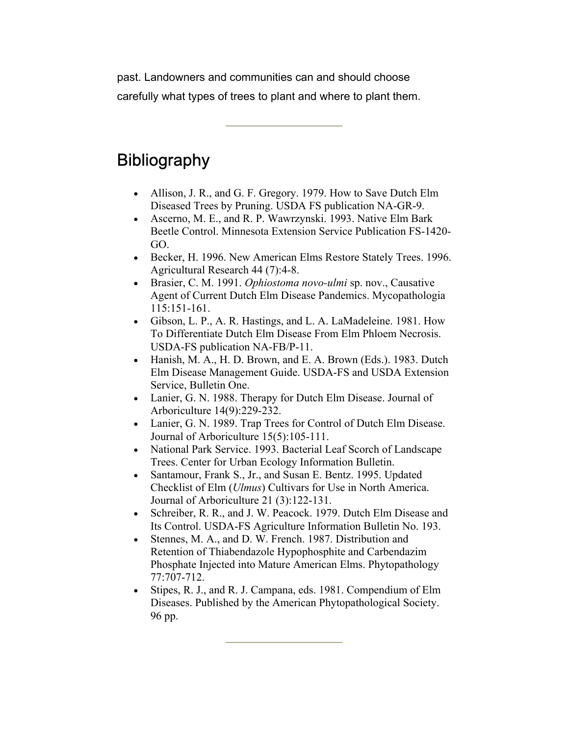past. Landowners and communities can and should choose carefully what types of trees to plant and where to plant them.

---

## Bibliography

- Allison, J. R., and G. F. Gregory. 1979. How to Save Dutch Elm Diseased Trees by Pruning. USDA FS publication NA-GR-9.
- Ascerno, M. E., and R. P. Wawrzynski. 1993. Native Elm Bark Beetle Control. Minnesota Extension Service Publication FS-1420-GO.
- Becker, H. 1996. New American Elms Restore Stately Trees. 1996. Agricultural Research 44 (7):4-8.
- Brasier, C. M. 1991. *Ophiostoma novo-ulmi* sp. nov., Causative Agent of Current Dutch Elm Disease Pandemics. Mycopathologia 115:151-161.
- Gibson, L. P., A. R. Hastings, and L. A. LaMadeleine. 1981. How To Differentiate Dutch Elm Disease From Elm Phloem Necrosis. USDA-FS publication NA-FB/P-11.
- Hanish, M. A., H. D. Brown, and E. A. Brown (Eds.). 1983. Dutch Elm Disease Management Guide. USDA-FS and USDA Extension Service, Bulletin One.
- Lanier, G. N. 1988. Therapy for Dutch Elm Disease. Journal of Arboriculture 14(9):229-232.
- Lanier, G. N. 1989. Trap Trees for Control of Dutch Elm Disease. Journal of Arboriculture 15(5):105-111.
- National Park Service. 1993. Bacterial Leaf Scorch of Landscape Trees. Center for Urban Ecology Information Bulletin.
- Santamour, Frank S., Jr., and Susan E. Bentz. 1995. Updated Checklist of Elm (*Ulmus*) Cultivars for Use in North America. Journal of Arboriculture 21 (3):122-131.
- Schreiber, R. R., and J. W. Peacock. 1979. Dutch Elm Disease and Its Control. USDA-FS Agriculture Information Bulletin No. 193.
- Stennes, M. A., and D. W. French. 1987. Distribution and Retention of Thiabendazole Hypophosphite and Carbendazim Phosphate Injected into Mature American Elms. Phytopathology 77:707-712.
- Stipes, R. J., and R. J. Campana, eds. 1981. Compendium of Elm Diseases. Published by the American Phytopathological Society. 96 pp.

---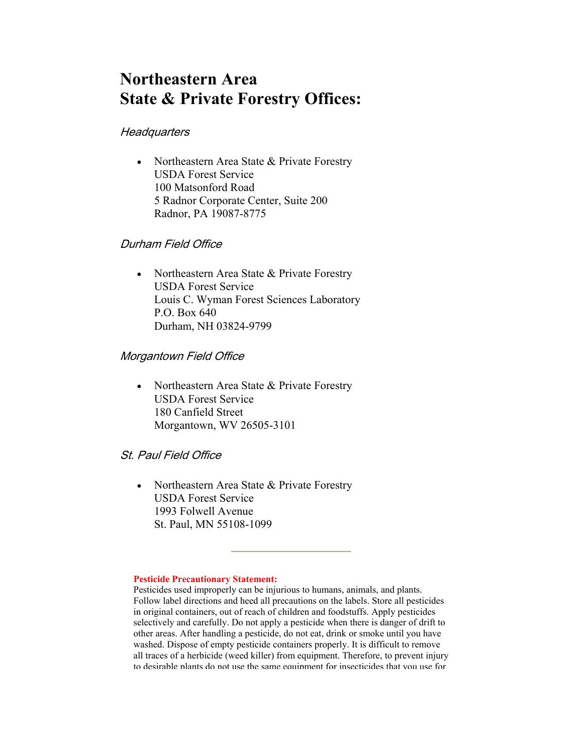# Northeastern Area State & Private Forestry Offices:

*Headquarters*

- Northeastern Area State & Private Forestry
  USDA Forest Service
  100 Matsonford Road
  5 Radnor Corporate Center, Suite 200
  Radnor, PA 19087-8775

*Durham Field Office*

- Northeastern Area State & Private Forestry
  USDA Forest Service
  Louis C. Wyman Forest Sciences Laboratory
  P.O. Box 640
  Durham, NH 03824-9799

*Morgantown Field Office*

- Northeastern Area State & Private Forestry
  USDA Forest Service
  180 Canfield Street
  Morgantown, WV 26505-3101

*St. Paul Field Office*

- Northeastern Area State & Private Forestry
  USDA Forest Service
  1993 Folwell Avenue
  St. Paul, MN 55108-1099

---

**Pesticide Precautionary Statement:**
Pesticides used improperly can be injurious to humans, animals, and plants. Follow label directions and heed all precautions on the labels. Store all pesticides in original containers, out of reach of children and foodstuffs. Apply pesticides selectively and carefully. Do not apply a pesticide when there is danger of drift to other areas. After handling a pesticide, do not eat, drink or smoke until you have washed. Dispose of empty pesticide containers properly. It is difficult to remove all traces of a herbicide (weed killer) from equipment. Therefore, to prevent injury to desirable plants do not use the same equipment for insecticides that you use for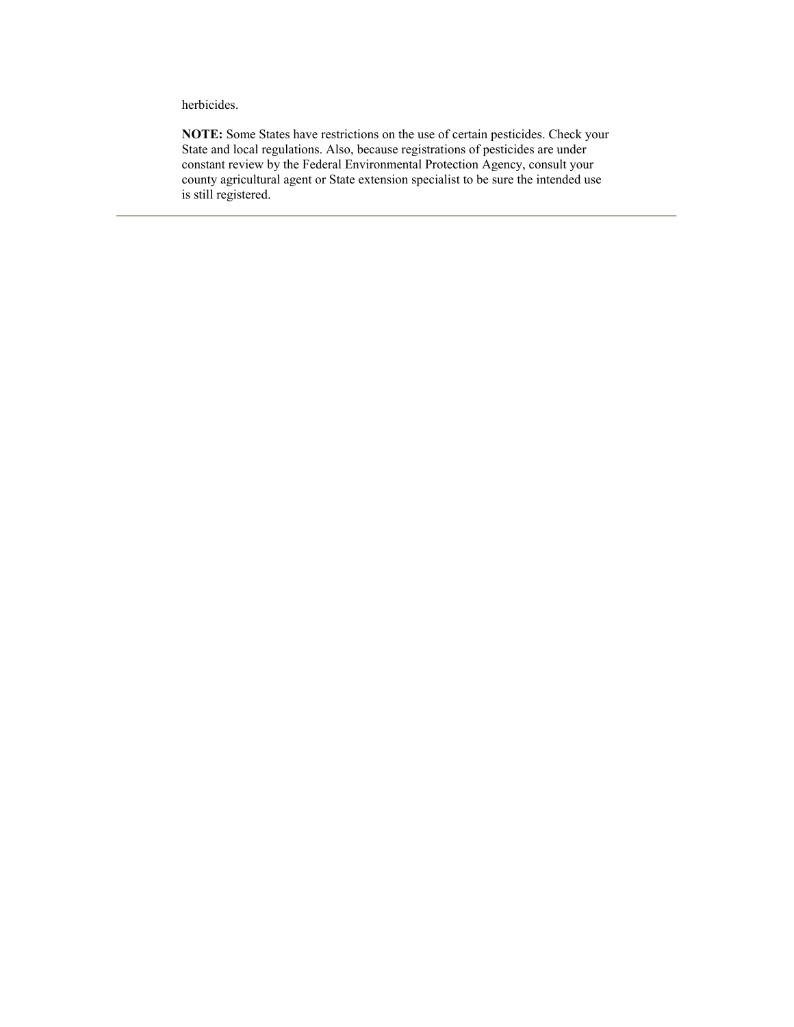herbicides.

**NOTE:** Some States have restrictions on the use of certain pesticides. Check your State and local regulations. Also, because registrations of pesticides are under constant review by the Federal Environmental Protection Agency, consult your county agricultural agent or State extension specialist to be sure the intended use is still registered.

---